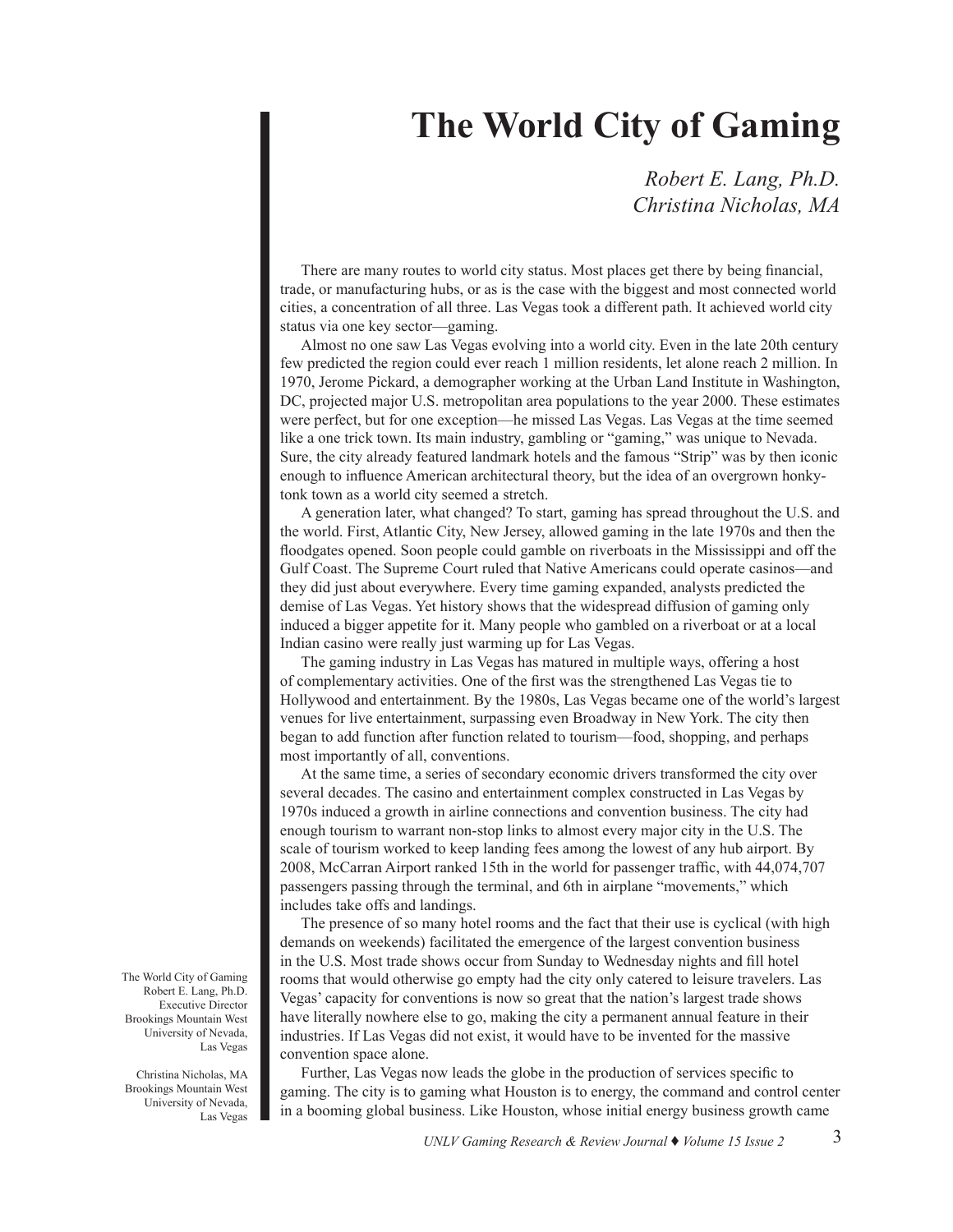# The World City of Gaming

*Robert E. Lang, Ph.D.*
*Christina Nicholas, MA*

The World City of Gaming
Robert E. Lang, Ph.D.
Executive Director
Brookings Mountain West
University of Nevada, Las Vegas

Christina Nicholas, MA
Brookings Mountain West
University of Nevada, Las Vegas

There are many routes to world city status. Most places get there by being financial, trade, or manufacturing hubs, or as is the case with the biggest and most connected world cities, a concentration of all three. Las Vegas took a different path. It achieved world city status via one key sector—gaming.

Almost no one saw Las Vegas evolving into a world city. Even in the late 20th century few predicted the region could ever reach 1 million residents, let alone reach 2 million. In 1970, Jerome Pickard, a demographer working at the Urban Land Institute in Washington, DC, projected major U.S. metropolitan area populations to the year 2000. These estimates were perfect, but for one exception—he missed Las Vegas. Las Vegas at the time seemed like a one trick town. Its main industry, gambling or "gaming," was unique to Nevada. Sure, the city already featured landmark hotels and the famous "Strip" was by then iconic enough to influence American architectural theory, but the idea of an overgrown honky-tonk town as a world city seemed a stretch.

A generation later, what changed? To start, gaming has spread throughout the U.S. and the world. First, Atlantic City, New Jersey, allowed gaming in the late 1970s and then the floodgates opened. Soon people could gamble on riverboats in the Mississippi and off the Gulf Coast. The Supreme Court ruled that Native Americans could operate casinos—and they did just about everywhere. Every time gaming expanded, analysts predicted the demise of Las Vegas. Yet history shows that the widespread diffusion of gaming only induced a bigger appetite for it. Many people who gambled on a riverboat or at a local Indian casino were really just warming up for Las Vegas.

The gaming industry in Las Vegas has matured in multiple ways, offering a host of complementary activities. One of the first was the strengthened Las Vegas tie to Hollywood and entertainment. By the 1980s, Las Vegas became one of the world's largest venues for live entertainment, surpassing even Broadway in New York. The city then began to add function after function related to tourism—food, shopping, and perhaps most importantly of all, conventions.

At the same time, a series of secondary economic drivers transformed the city over several decades. The casino and entertainment complex constructed in Las Vegas by 1970s induced a growth in airline connections and convention business. The city had enough tourism to warrant non-stop links to almost every major city in the U.S. The scale of tourism worked to keep landing fees among the lowest of any hub airport. By 2008, McCarran Airport ranked 15th in the world for passenger traffic, with 44,074,707 passengers passing through the terminal, and 6th in airplane "movements," which includes take offs and landings.

The presence of so many hotel rooms and the fact that their use is cyclical (with high demands on weekends) facilitated the emergence of the largest convention business in the U.S. Most trade shows occur from Sunday to Wednesday nights and fill hotel rooms that would otherwise go empty had the city only catered to leisure travelers. Las Vegas' capacity for conventions is now so great that the nation's largest trade shows have literally nowhere else to go, making the city a permanent annual feature in their industries. If Las Vegas did not exist, it would have to be invented for the massive convention space alone.

Further, Las Vegas now leads the globe in the production of services specific to gaming. The city is to gaming what Houston is to energy, the command and control center in a booming global business. Like Houston, whose initial energy business growth came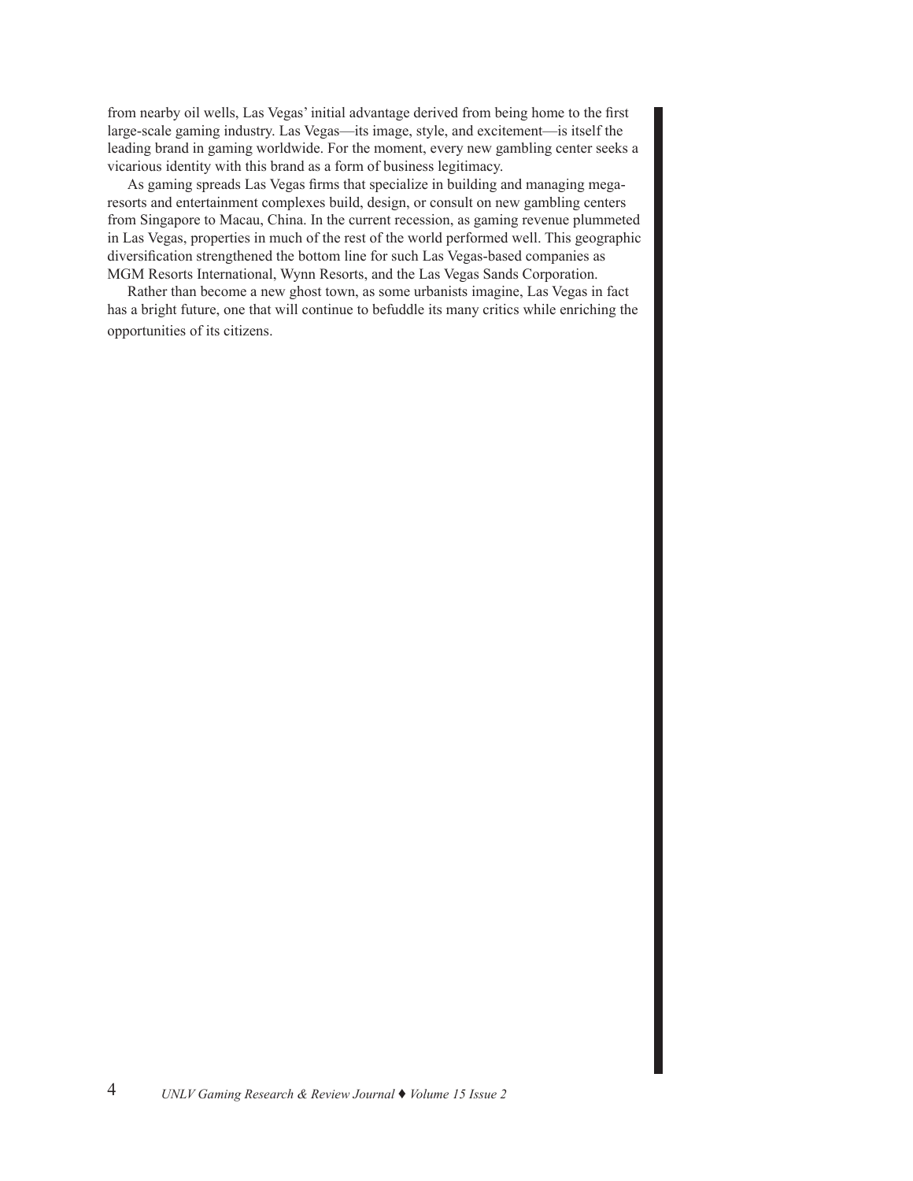from nearby oil wells, Las Vegas' initial advantage derived from being home to the first large-scale gaming industry. Las Vegas—its image, style, and excitement—is itself the leading brand in gaming worldwide. For the moment, every new gambling center seeks a vicarious identity with this brand as a form of business legitimacy.

As gaming spreads Las Vegas firms that specialize in building and managing mega-resorts and entertainment complexes build, design, or consult on new gambling centers from Singapore to Macau, China. In the current recession, as gaming revenue plummeted in Las Vegas, properties in much of the rest of the world performed well. This geographic diversification strengthened the bottom line for such Las Vegas-based companies as MGM Resorts International, Wynn Resorts, and the Las Vegas Sands Corporation.

Rather than become a new ghost town, as some urbanists imagine, Las Vegas in fact has a bright future, one that will continue to befuddle its many critics while enriching the opportunities of its citizens.